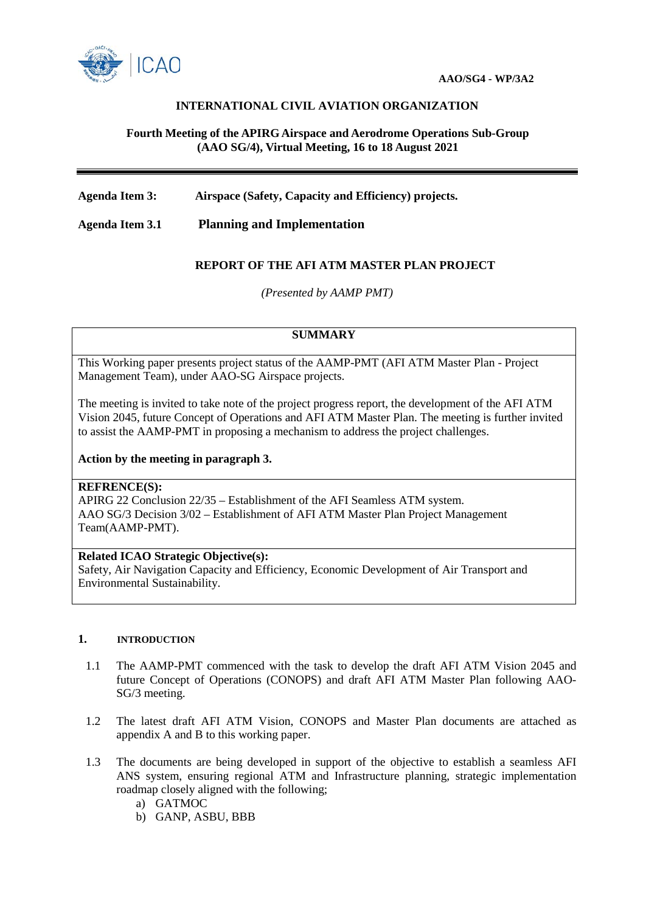**AAO/SG4 - WP/3A2**

**INTERNATIONAL CIVIL AVIATION ORGANIZATION**

**Fourth Meeting of the APIRG Airspace and Aerodrome Operations Sub-Group (AAO SG/4), Virtual Meeting, 16 to 18 August 2021**

---

**Agenda Item 3:** **Airspace (Safety, Capacity and Efficiency) projects.**

**Agenda Item 3.1** **Planning and Implementation**

**REPORT OF THE AFI ATM MASTER PLAN PROJECT**

*(Presented by AAMP PMT)*

| **SUMMARY** |
|---|
| This Working paper presents project status of the AAMP-PMT (AFI ATM Master Plan - Project Management Team), under AAO-SG Airspace projects.<br><br>The meeting is invited to take note of the project progress report, the development of the AFI ATM Vision 2045, future Concept of Operations and AFI ATM Master Plan. The meeting is further invited to assist the AAMP-PMT in proposing a mechanism to address the project challenges.<br><br>**Action by the meeting in paragraph 3.** |
| **REFRENCE(S):**<br>APIRG 22 Conclusion 22/35 – Establishment of the AFI Seamless ATM system.<br>AAO SG/3 Decision 3/02 – Establishment of AFI ATM Master Plan Project Management Team(AAMP-PMT). |
| **Related ICAO Strategic Objective(s):**<br>Safety, Air Navigation Capacity and Efficiency, Economic Development of Air Transport and Environmental Sustainability. |

## 1. INTRODUCTION

1.1 The AAMP-PMT commenced with the task to develop the draft AFI ATM Vision 2045 and future Concept of Operations (CONOPS) and draft AFI ATM Master Plan following AAO-SG/3 meeting.

1.2 The latest draft AFI ATM Vision, CONOPS and Master Plan documents are attached as appendix A and B to this working paper.

1.3 The documents are being developed in support of the objective to establish a seamless AFI ANS system, ensuring regional ATM and Infrastructure planning, strategic implementation roadmap closely aligned with the following;

a) GATMOC
b) GANP, ASBU, BBB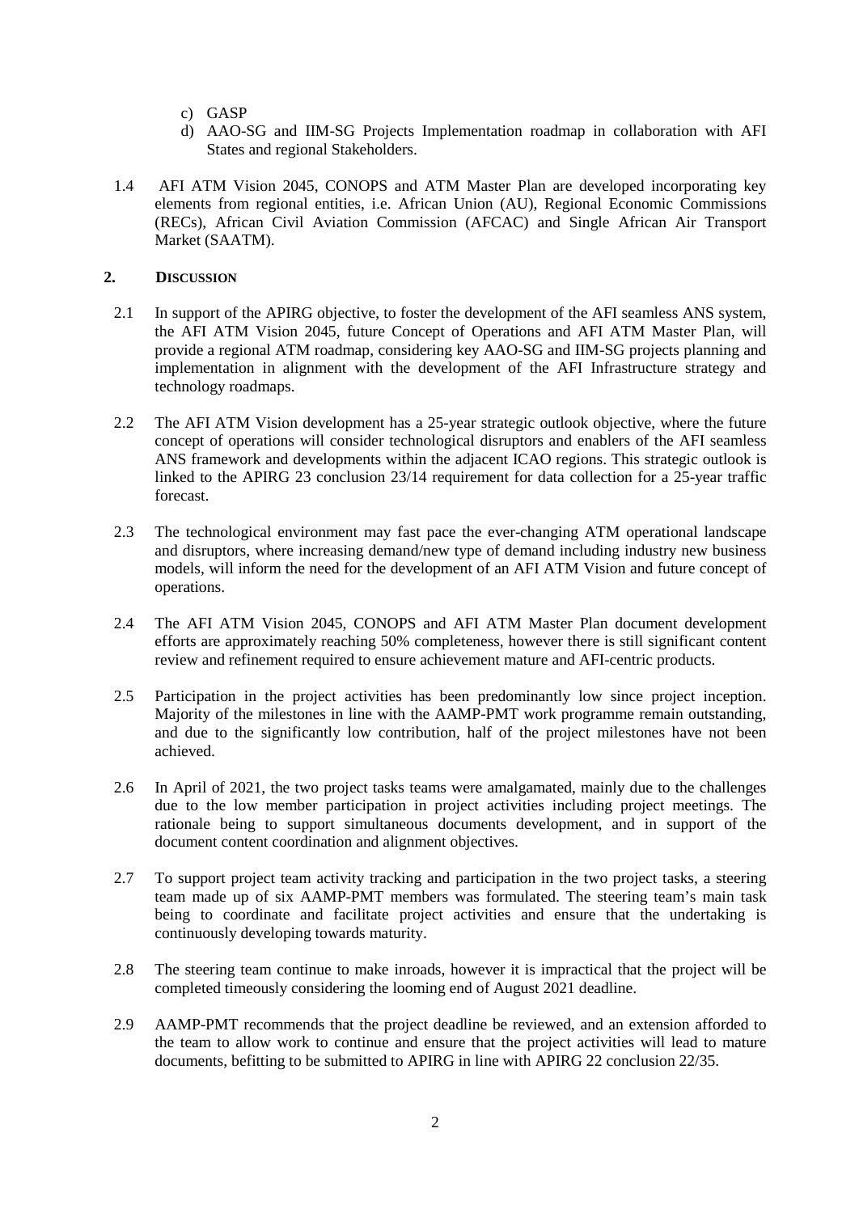c) GASP
d) AAO-SG and IIM-SG Projects Implementation roadmap in collaboration with AFI States and regional Stakeholders.

1.4 AFI ATM Vision 2045, CONOPS and ATM Master Plan are developed incorporating key elements from regional entities, i.e. African Union (AU), Regional Economic Commissions (RECs), African Civil Aviation Commission (AFCAC) and Single African Air Transport Market (SAATM).

## 2. DISCUSSION

2.1 In support of the APIRG objective, to foster the development of the AFI seamless ANS system, the AFI ATM Vision 2045, future Concept of Operations and AFI ATM Master Plan, will provide a regional ATM roadmap, considering key AAO-SG and IIM-SG projects planning and implementation in alignment with the development of the AFI Infrastructure strategy and technology roadmaps.

2.2 The AFI ATM Vision development has a 25-year strategic outlook objective, where the future concept of operations will consider technological disruptors and enablers of the AFI seamless ANS framework and developments within the adjacent ICAO regions. This strategic outlook is linked to the APIRG 23 conclusion 23/14 requirement for data collection for a 25-year traffic forecast.

2.3 The technological environment may fast pace the ever-changing ATM operational landscape and disruptors, where increasing demand/new type of demand including industry new business models, will inform the need for the development of an AFI ATM Vision and future concept of operations.

2.4 The AFI ATM Vision 2045, CONOPS and AFI ATM Master Plan document development efforts are approximately reaching 50% completeness, however there is still significant content review and refinement required to ensure achievement mature and AFI-centric products.

2.5 Participation in the project activities has been predominantly low since project inception. Majority of the milestones in line with the AAMP-PMT work programme remain outstanding, and due to the significantly low contribution, half of the project milestones have not been achieved.

2.6 In April of 2021, the two project tasks teams were amalgamated, mainly due to the challenges due to the low member participation in project activities including project meetings. The rationale being to support simultaneous documents development, and in support of the document content coordination and alignment objectives.

2.7 To support project team activity tracking and participation in the two project tasks, a steering team made up of six AAMP-PMT members was formulated. The steering team's main task being to coordinate and facilitate project activities and ensure that the undertaking is continuously developing towards maturity.

2.8 The steering team continue to make inroads, however it is impractical that the project will be completed timeously considering the looming end of August 2021 deadline.

2.9 AAMP-PMT recommends that the project deadline be reviewed, and an extension afforded to the team to allow work to continue and ensure that the project activities will lead to mature documents, befitting to be submitted to APIRG in line with APIRG 22 conclusion 22/35.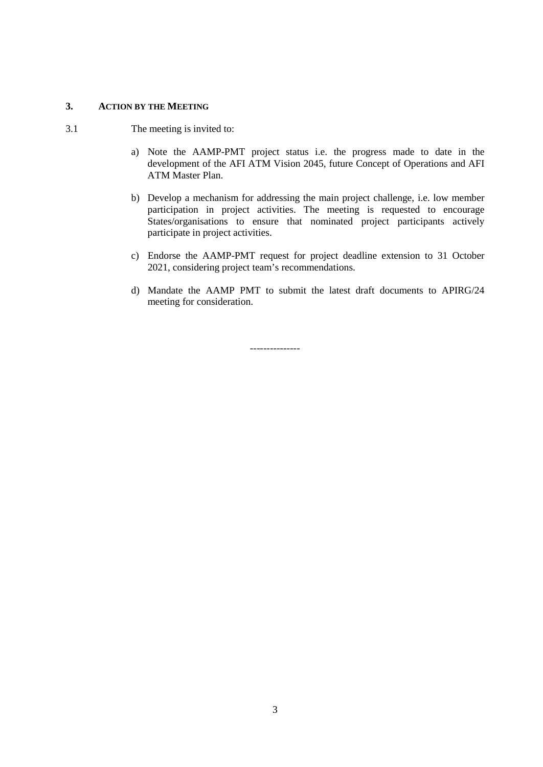## 3. ACTION BY THE MEETING

3.1 The meeting is invited to:

a) Note the AAMP-PMT project status i.e. the progress made to date in the development of the AFI ATM Vision 2045, future Concept of Operations and AFI ATM Master Plan.

b) Develop a mechanism for addressing the main project challenge, i.e. low member participation in project activities. The meeting is requested to encourage States/organisations to ensure that nominated project participants actively participate in project activities.

c) Endorse the AAMP-PMT request for project deadline extension to 31 October 2021, considering project team's recommendations.

d) Mandate the AAMP PMT to submit the latest draft documents to APIRG/24 meeting for consideration.

---------------